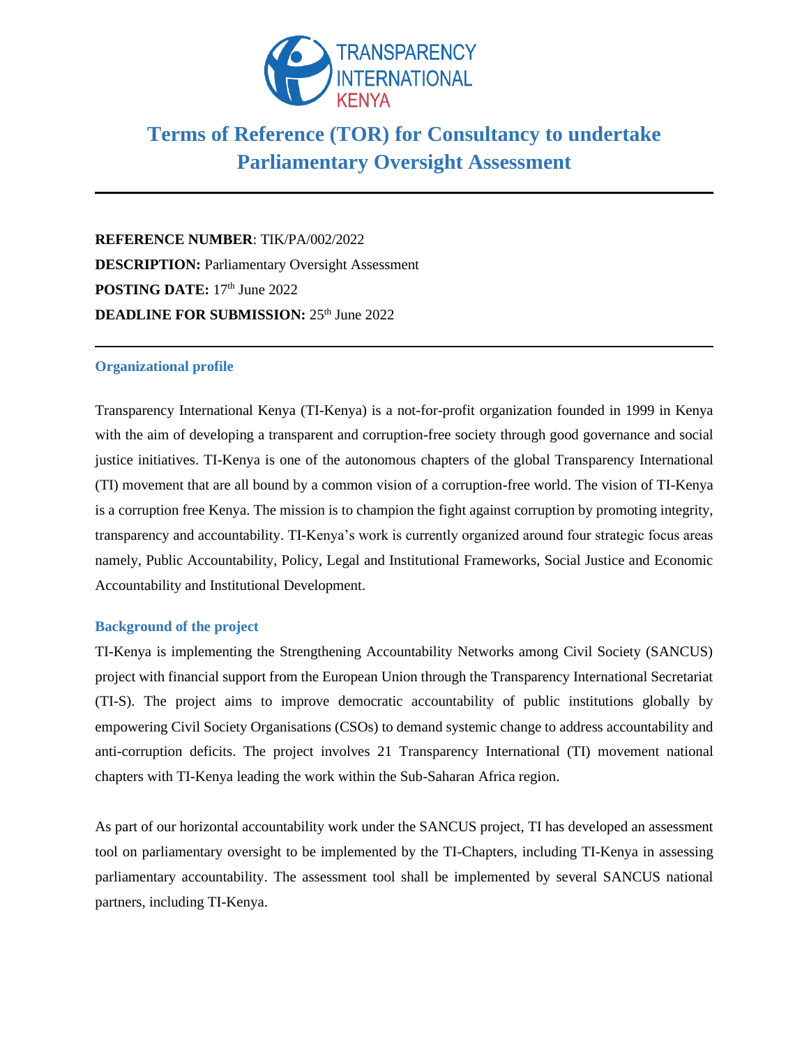# Terms of Reference (TOR) for Consultancy to undertake Parliamentary Oversight Assessment

---

**REFERENCE NUMBER**: TIK/PA/002/2022
**DESCRIPTION:** Parliamentary Oversight Assessment
**POSTING DATE:** 17th June 2022
**DEADLINE FOR SUBMISSION:** 25th June 2022

---

### Organizational profile

Transparency International Kenya (TI-Kenya) is a not-for-profit organization founded in 1999 in Kenya with the aim of developing a transparent and corruption-free society through good governance and social justice initiatives. TI-Kenya is one of the autonomous chapters of the global Transparency International (TI) movement that are all bound by a common vision of a corruption-free world. The vision of TI-Kenya is a corruption free Kenya. The mission is to champion the fight against corruption by promoting integrity, transparency and accountability. TI-Kenya's work is currently organized around four strategic focus areas namely, Public Accountability, Policy, Legal and Institutional Frameworks, Social Justice and Economic Accountability and Institutional Development.

### Background of the project

TI-Kenya is implementing the Strengthening Accountability Networks among Civil Society (SANCUS) project with financial support from the European Union through the Transparency International Secretariat (TI-S). The project aims to improve democratic accountability of public institutions globally by empowering Civil Society Organisations (CSOs) to demand systemic change to address accountability and anti-corruption deficits. The project involves 21 Transparency International (TI) movement national chapters with TI-Kenya leading the work within the Sub-Saharan Africa region.

As part of our horizontal accountability work under the SANCUS project, TI has developed an assessment tool on parliamentary oversight to be implemented by the TI-Chapters, including TI-Kenya in assessing parliamentary accountability. The assessment tool shall be implemented by several SANCUS national partners, including TI-Kenya.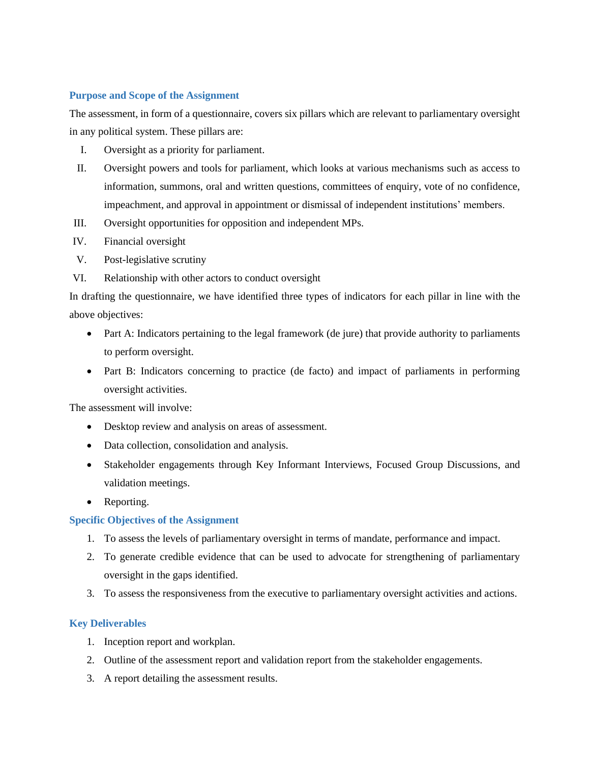### Purpose and Scope of the Assignment

The assessment, in form of a questionnaire, covers six pillars which are relevant to parliamentary oversight in any political system. These pillars are:

I. Oversight as a priority for parliament.
II. Oversight powers and tools for parliament, which looks at various mechanisms such as access to information, summons, oral and written questions, committees of enquiry, vote of no confidence, impeachment, and approval in appointment or dismissal of independent institutions' members.
III. Oversight opportunities for opposition and independent MPs.
IV. Financial oversight
V. Post-legislative scrutiny
VI. Relationship with other actors to conduct oversight

In drafting the questionnaire, we have identified three types of indicators for each pillar in line with the above objectives:

- Part A: Indicators pertaining to the legal framework (de jure) that provide authority to parliaments to perform oversight.
- Part B: Indicators concerning to practice (de facto) and impact of parliaments in performing oversight activities.

The assessment will involve:

- Desktop review and analysis on areas of assessment.
- Data collection, consolidation and analysis.
- Stakeholder engagements through Key Informant Interviews, Focused Group Discussions, and validation meetings.
- Reporting.

### Specific Objectives of the Assignment

1. To assess the levels of parliamentary oversight in terms of mandate, performance and impact.
2. To generate credible evidence that can be used to advocate for strengthening of parliamentary oversight in the gaps identified.
3. To assess the responsiveness from the executive to parliamentary oversight activities and actions.

### Key Deliverables

1. Inception report and workplan.
2. Outline of the assessment report and validation report from the stakeholder engagements.
3. A report detailing the assessment results.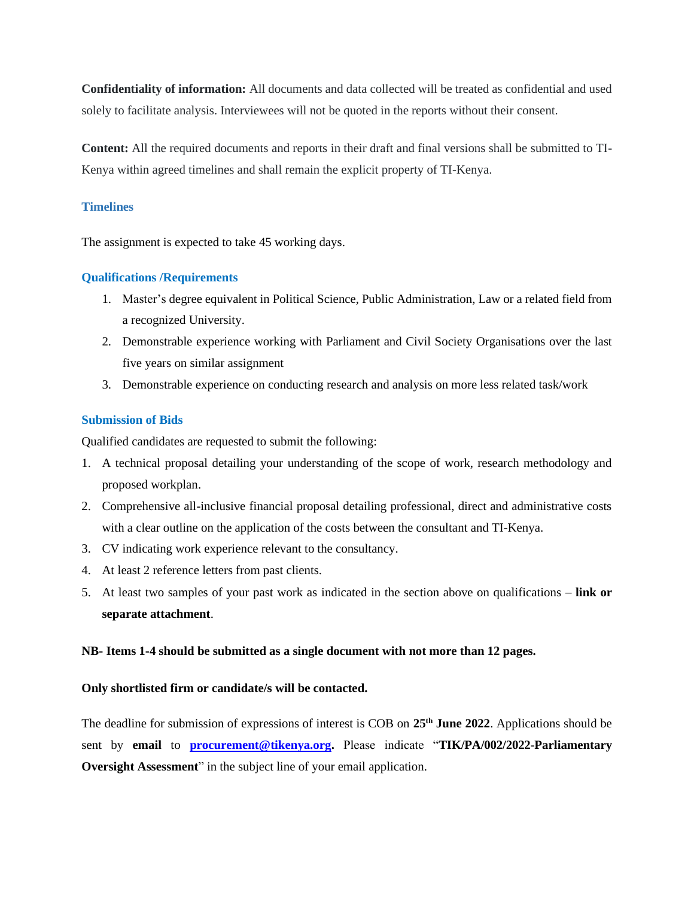**Confidentiality of information:** All documents and data collected will be treated as confidential and used solely to facilitate analysis. Interviewees will not be quoted in the reports without their consent.

**Content:** All the required documents and reports in their draft and final versions shall be submitted to TI-Kenya within agreed timelines and shall remain the explicit property of TI-Kenya.

### Timelines

The assignment is expected to take 45 working days.

### Qualifications /Requirements

1. Master's degree equivalent in Political Science, Public Administration, Law or a related field from a recognized University.
2. Demonstrable experience working with Parliament and Civil Society Organisations over the last five years on similar assignment
3. Demonstrable experience on conducting research and analysis on more less related task/work

### Submission of Bids

Qualified candidates are requested to submit the following:

1. A technical proposal detailing your understanding of the scope of work, research methodology and proposed workplan.
2. Comprehensive all-inclusive financial proposal detailing professional, direct and administrative costs with a clear outline on the application of the costs between the consultant and TI-Kenya.
3. CV indicating work experience relevant to the consultancy.
4. At least 2 reference letters from past clients.
5. At least two samples of your past work as indicated in the section above on qualifications – **link or separate attachment**.

**NB- Items 1-4 should be submitted as a single document with not more than 12 pages.**

**Only shortlisted firm or candidate/s will be contacted.**

The deadline for submission of expressions of interest is COB on **25th June 2022**. Applications should be sent by **email** to **procurement@tikenya.org.** Please indicate "**TIK/PA/002/2022-Parliamentary Oversight Assessment**" in the subject line of your email application.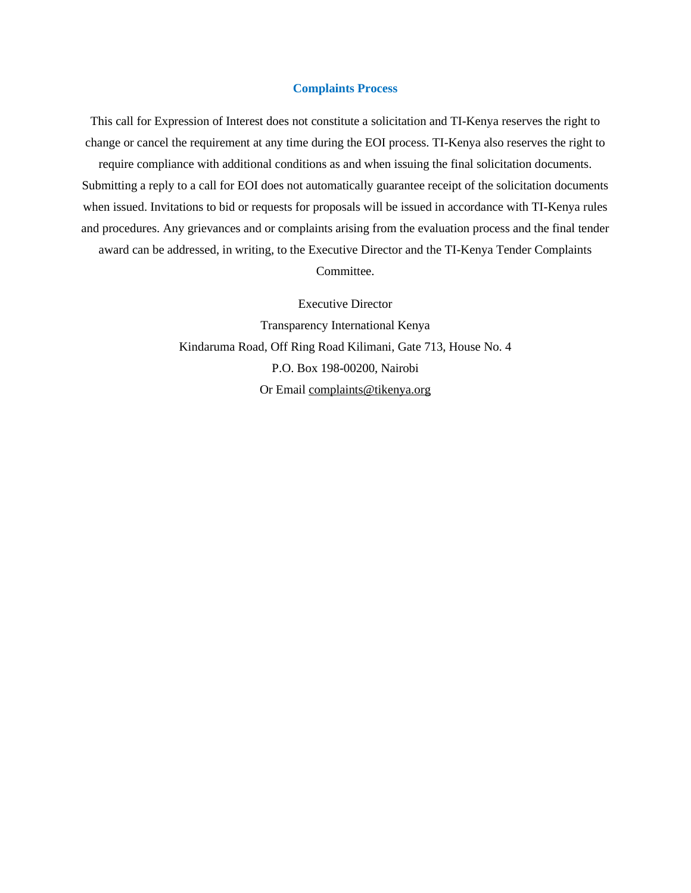## Complaints Process

This call for Expression of Interest does not constitute a solicitation and TI-Kenya reserves the right to change or cancel the requirement at any time during the EOI process. TI-Kenya also reserves the right to require compliance with additional conditions as and when issuing the final solicitation documents. Submitting a reply to a call for EOI does not automatically guarantee receipt of the solicitation documents when issued. Invitations to bid or requests for proposals will be issued in accordance with TI-Kenya rules and procedures. Any grievances and or complaints arising from the evaluation process and the final tender award can be addressed, in writing, to the Executive Director and the TI-Kenya Tender Complaints Committee.

Executive Director
Transparency International Kenya
Kindaruma Road, Off Ring Road Kilimani, Gate 713, House No. 4
P.O. Box 198-00200, Nairobi
Or Email complaints@tikenya.org